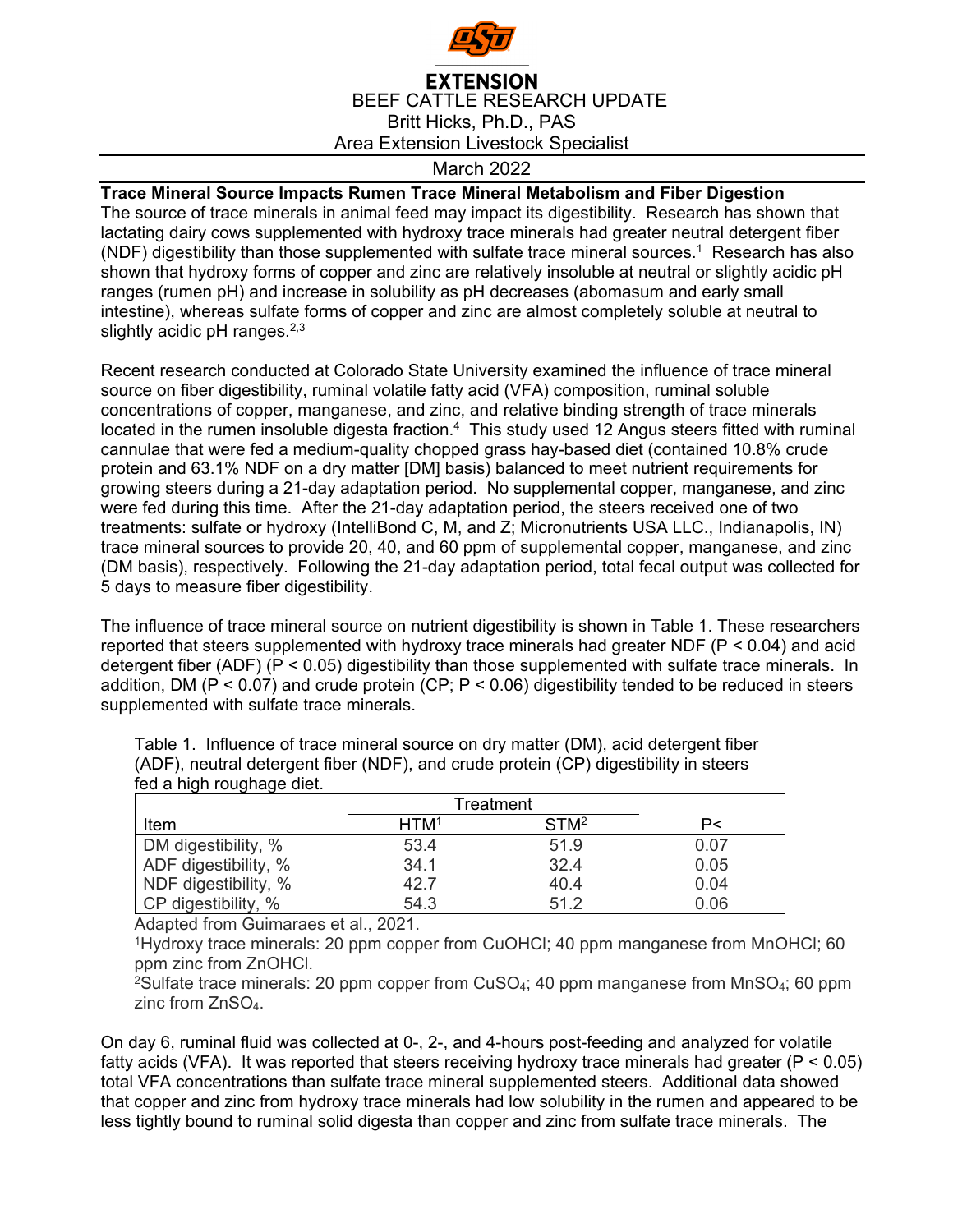**EXTENSION**

BEEF CATTLE RESEARCH UPDATE

Britt Hicks, Ph.D., PAS

Area Extension Livestock Specialist

March 2022

## Trace Mineral Source Impacts Rumen Trace Mineral Metabolism and Fiber Digestion

The source of trace minerals in animal feed may impact its digestibility. Research has shown that lactating dairy cows supplemented with hydroxy trace minerals had greater neutral detergent fiber (NDF) digestibility than those supplemented with sulfate trace mineral sources.[1] Research has also shown that hydroxy forms of copper and zinc are relatively insoluble at neutral or slightly acidic pH ranges (rumen pH) and increase in solubility as pH decreases (abomasum and early small intestine), whereas sulfate forms of copper and zinc are almost completely soluble at neutral to slightly acidic pH ranges.[2,3]

Recent research conducted at Colorado State University examined the influence of trace mineral source on fiber digestibility, ruminal volatile fatty acid (VFA) composition, ruminal soluble concentrations of copper, manganese, and zinc, and relative binding strength of trace minerals located in the rumen insoluble digesta fraction.[4] This study used 12 Angus steers fitted with ruminal cannulae that were fed a medium-quality chopped grass hay-based diet (contained 10.8% crude protein and 63.1% NDF on a dry matter [DM] basis) balanced to meet nutrient requirements for growing steers during a 21-day adaptation period. No supplemental copper, manganese, and zinc were fed during this time. After the 21-day adaptation period, the steers received one of two treatments: sulfate or hydroxy (IntelliBond C, M, and Z; Micronutrients USA LLC., Indianapolis, IN) trace mineral sources to provide 20, 40, and 60 ppm of supplemental copper, manganese, and zinc (DM basis), respectively. Following the 21-day adaptation period, total fecal output was collected for 5 days to measure fiber digestibility.

The influence of trace mineral source on nutrient digestibility is shown in Table 1. These researchers reported that steers supplemented with hydroxy trace minerals had greater NDF ($P < 0.04$) and acid detergent fiber (ADF) ($P < 0.05$) digestibility than those supplemented with sulfate trace minerals. In addition, DM ($P < 0.07$) and crude protein (CP; $P < 0.06$) digestibility tended to be reduced in steers supplemented with sulfate trace minerals.

Table 1. Influence of trace mineral source on dry matter (DM), acid detergent fiber (ADF), neutral detergent fiber (NDF), and crude protein (CP) digestibility in steers fed a high roughage diet.

| | Treatment | | |
|---|---|---|---|
| Item | HTM[1] | STM[2] | P< |
| DM digestibility, % | 53.4 | 51.9 | 0.07 |
| ADF digestibility, % | 34.1 | 32.4 | 0.05 |
| NDF digestibility, % | 42.7 | 40.4 | 0.04 |
| CP digestibility, % | 54.3 | 51.2 | 0.06 |

Adapted from Guimaraes et al., 2021.

[1]Hydroxy trace minerals: 20 ppm copper from CuOHCl; 40 ppm manganese from MnOHCl; 60 ppm zinc from ZnOHCl.

[2]Sulfate trace minerals: 20 ppm copper from $CuSO_4$; 40 ppm manganese from $MnSO_4$; 60 ppm zinc from $ZnSO_4$.

On day 6, ruminal fluid was collected at 0-, 2-, and 4-hours post-feeding and analyzed for volatile fatty acids (VFA). It was reported that steers receiving hydroxy trace minerals had greater ($P < 0.05$) total VFA concentrations than sulfate trace mineral supplemented steers. Additional data showed that copper and zinc from hydroxy trace minerals had low solubility in the rumen and appeared to be less tightly bound to ruminal solid digesta than copper and zinc from sulfate trace minerals. The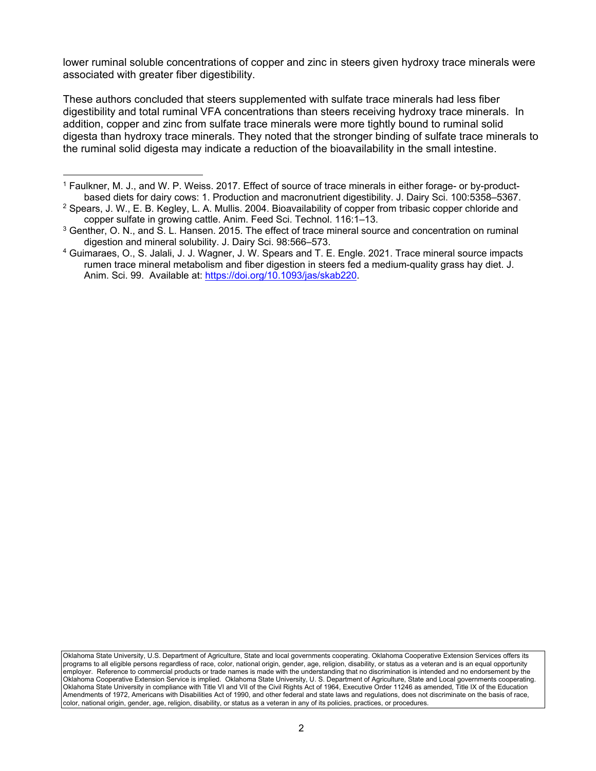lower ruminal soluble concentrations of copper and zinc in steers given hydroxy trace minerals were associated with greater fiber digestibility.

These authors concluded that steers supplemented with sulfate trace minerals had less fiber digestibility and total ruminal VFA concentrations than steers receiving hydroxy trace minerals. In addition, copper and zinc from sulfate trace minerals were more tightly bound to ruminal solid digesta than hydroxy trace minerals. They noted that the stronger binding of sulfate trace minerals to the ruminal solid digesta may indicate a reduction of the bioavailability in the small intestine.

---

[1] Faulkner, M. J., and W. P. Weiss. 2017. Effect of source of trace minerals in either forage- or by-product-based diets for dairy cows: 1. Production and macronutrient digestibility. J. Dairy Sci. 100:5358–5367.

[2] Spears, J. W., E. B. Kegley, L. A. Mullis. 2004. Bioavailability of copper from tribasic copper chloride and copper sulfate in growing cattle. Anim. Feed Sci. Technol. 116:1–13.

[3] Genther, O. N., and S. L. Hansen. 2015. The effect of trace mineral source and concentration on ruminal digestion and mineral solubility. J. Dairy Sci. 98:566–573.

[4] Guimaraes, O., S. Jalali, J. J. Wagner, J. W. Spears and T. E. Engle. 2021. Trace mineral source impacts rumen trace mineral metabolism and fiber digestion in steers fed a medium-quality grass hay diet. J. Anim. Sci. 99. Available at: https://doi.org/10.1093/jas/skab220.

Oklahoma State University, U.S. Department of Agriculture, State and local governments cooperating. Oklahoma Cooperative Extension Services offers its programs to all eligible persons regardless of race, color, national origin, gender, age, religion, disability, or status as a veteran and is an equal opportunity employer. Reference to commercial products or trade names is made with the understanding that no discrimination is intended and no endorsement by the Oklahoma Cooperative Extension Service is implied. Oklahoma State University, U. S. Department of Agriculture, State and Local governments cooperating. Oklahoma State University in compliance with Title VI and VII of the Civil Rights Act of 1964, Executive Order 11246 as amended, Title IX of the Education Amendments of 1972, Americans with Disabilities Act of 1990, and other federal and state laws and regulations, does not discriminate on the basis of race, color, national origin, gender, age, religion, disability, or status as a veteran in any of its policies, practices, or procedures.